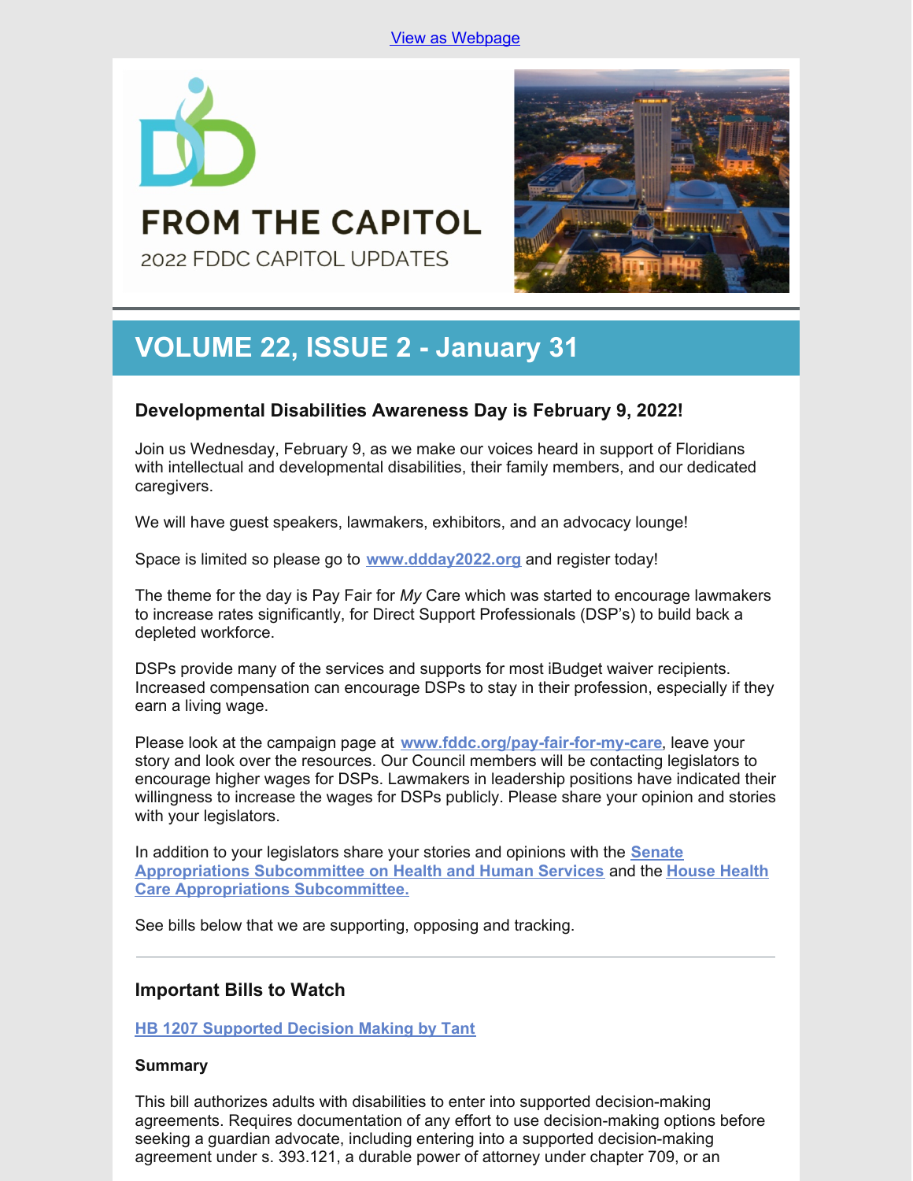View as Webpage

# FROM THE CAPITOL

2022 FDDC CAPITOL UPDATES

## VOLUME 22, ISSUE 2 - January 31

### Developmental Disabilities Awareness Day is February 9, 2022!

Join us Wednesday, February 9, as we make our voices heard in support of Floridians with intellectual and developmental disabilities, their family members, and our dedicated caregivers.

We will have guest speakers, lawmakers, exhibitors, and an advocacy lounge!

Space is limited so please go to **www.ddday2022.org** and register today!

The theme for the day is Pay Fair for *My* Care which was started to encourage lawmakers to increase rates significantly, for Direct Support Professionals (DSP's) to build back a depleted workforce.

DSPs provide many of the services and supports for most iBudget waiver recipients. Increased compensation can encourage DSPs to stay in their profession, especially if they earn a living wage.

Please look at the campaign page at **www.fddc.org/pay-fair-for-my-care**, leave your story and look over the resources. Our Council members will be contacting legislators to encourage higher wages for DSPs. Lawmakers in leadership positions have indicated their willingness to increase the wages for DSPs publicly. Please share your opinion and stories with your legislators.

In addition to your legislators share your stories and opinions with the **Senate Appropriations Subcommittee on Health and Human Services** and the **House Health Care Appropriations Subcommittee.**

See bills below that we are supporting, opposing and tracking.

---

### Important Bills to Watch

**HB 1207 Supported Decision Making by Tant**

#### Summary

This bill authorizes adults with disabilities to enter into supported decision-making agreements. Requires documentation of any effort to use decision-making options before seeking a guardian advocate, including entering into a supported decision-making agreement under s. 393.121, a durable power of attorney under chapter 709, or an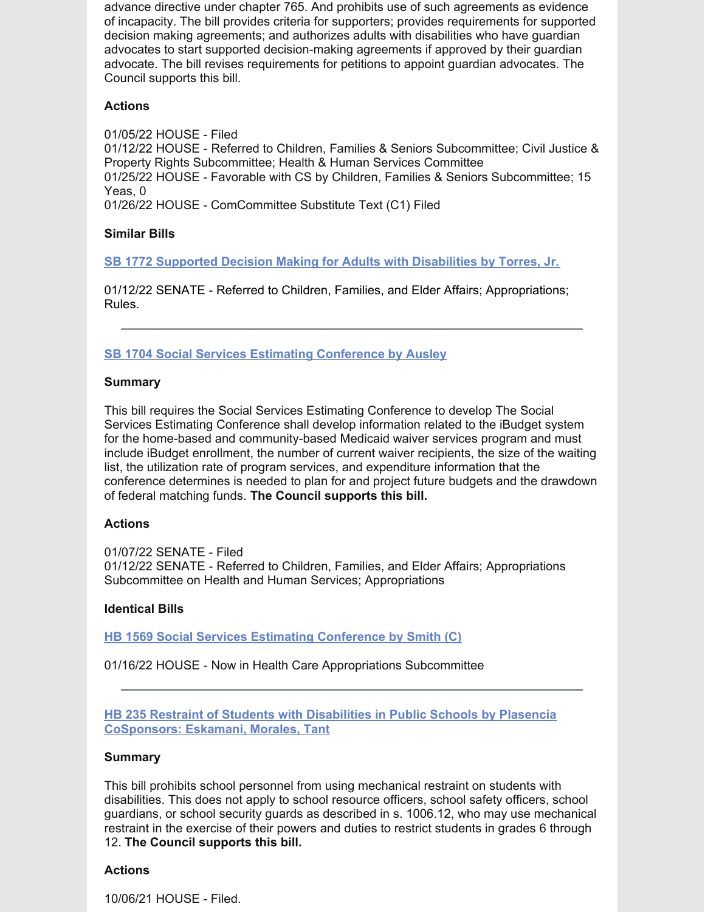advance directive under chapter 765. And prohibits use of such agreements as evidence of incapacity. The bill provides criteria for supporters; provides requirements for supported decision making agreements; and authorizes adults with disabilities who have guardian advocates to start supported decision-making agreements if approved by their guardian advocate. The bill revises requirements for petitions to appoint guardian advocates. The Council supports this bill.

**Actions**

01/05/22 HOUSE - Filed
01/12/22 HOUSE - Referred to Children, Families & Seniors Subcommittee; Civil Justice & Property Rights Subcommittee; Health & Human Services Committee
01/25/22 HOUSE - Favorable with CS by Children, Families & Seniors Subcommittee; 15 Yeas, 0
01/26/22 HOUSE - ComCommittee Substitute Text (C1) Filed

**Similar Bills**

**SB 1772 Supported Decision Making for Adults with Disabilities by Torres, Jr.**

01/12/22 SENATE - Referred to Children, Families, and Elder Affairs; Appropriations; Rules.

---

**SB 1704 Social Services Estimating Conference by Ausley**

**Summary**

This bill requires the Social Services Estimating Conference to develop The Social Services Estimating Conference shall develop information related to the iBudget system for the home-based and community-based Medicaid waiver services program and must include iBudget enrollment, the number of current waiver recipients, the size of the waiting list, the utilization rate of program services, and expenditure information that the conference determines is needed to plan for and project future budgets and the drawdown of federal matching funds. **The Council supports this bill.**

**Actions**

01/07/22 SENATE - Filed
01/12/22 SENATE - Referred to Children, Families, and Elder Affairs; Appropriations Subcommittee on Health and Human Services; Appropriations

**Identical Bills**

**HB 1569 Social Services Estimating Conference by Smith (C)**

01/16/22 HOUSE - Now in Health Care Appropriations Subcommittee

---

**HB 235 Restraint of Students with Disabilities in Public Schools by Plasencia CoSponsors: Eskamani, Morales, Tant**

**Summary**

This bill prohibits school personnel from using mechanical restraint on students with disabilities. This does not apply to school resource officers, school safety officers, school guardians, or school security guards as described in s. 1006.12, who may use mechanical restraint in the exercise of their powers and duties to restrict students in grades 6 through 12. **The Council supports this bill.**

**Actions**

10/06/21 HOUSE - Filed.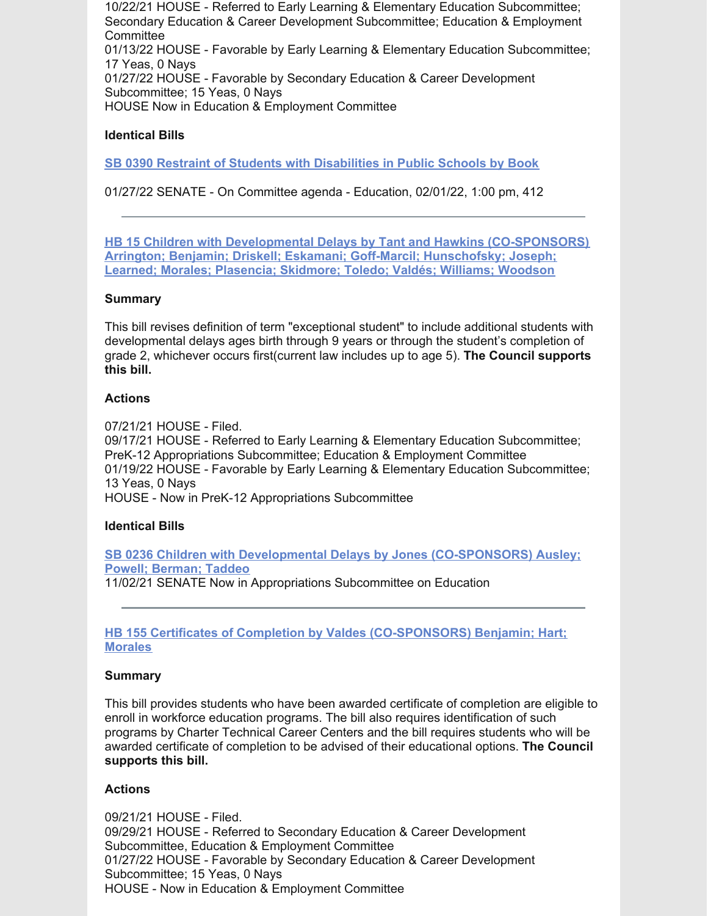10/22/21 HOUSE - Referred to Early Learning & Elementary Education Subcommittee; Secondary Education & Career Development Subcommittee; Education & Employment Committee
01/13/22 HOUSE - Favorable by Early Learning & Elementary Education Subcommittee; 17 Yeas, 0 Nays
01/27/22 HOUSE - Favorable by Secondary Education & Career Development Subcommittee; 15 Yeas, 0 Nays
HOUSE Now in Education & Employment Committee

**Identical Bills**

**SB 0390 Restraint of Students with Disabilities in Public Schools by Book**

01/27/22 SENATE - On Committee agenda - Education, 02/01/22, 1:00 pm, 412

---

**HB 15 Children with Developmental Delays by Tant and Hawkins (CO-SPONSORS) Arrington; Benjamin; Driskell; Eskamani; Goff-Marcil; Hunschofsky; Joseph; Learned; Morales; Plasencia; Skidmore; Toledo; Valdés; Williams; Woodson**

**Summary**

This bill revises definition of term "exceptional student" to include additional students with developmental delays ages birth through 9 years or through the student's completion of grade 2, whichever occurs first(current law includes up to age 5). **The Council supports this bill.**

**Actions**

07/21/21 HOUSE - Filed.
09/17/21 HOUSE - Referred to Early Learning & Elementary Education Subcommittee; PreK-12 Appropriations Subcommittee; Education & Employment Committee
01/19/22 HOUSE - Favorable by Early Learning & Elementary Education Subcommittee; 13 Yeas, 0 Nays
HOUSE - Now in PreK-12 Appropriations Subcommittee

**Identical Bills**

**SB 0236 Children with Developmental Delays by Jones (CO-SPONSORS) Ausley; Powell; Berman; Taddeo**
11/02/21 SENATE Now in Appropriations Subcommittee on Education

---

**HB 155 Certificates of Completion by Valdes (CO-SPONSORS) Benjamin; Hart; Morales**

**Summary**

This bill provides students who have been awarded certificate of completion are eligible to enroll in workforce education programs. The bill also requires identification of such programs by Charter Technical Career Centers and the bill requires students who will be awarded certificate of completion to be advised of their educational options. **The Council supports this bill.**

**Actions**

09/21/21 HOUSE - Filed.
09/29/21 HOUSE - Referred to Secondary Education & Career Development Subcommittee, Education & Employment Committee
01/27/22 HOUSE - Favorable by Secondary Education & Career Development Subcommittee; 15 Yeas, 0 Nays
HOUSE - Now in Education & Employment Committee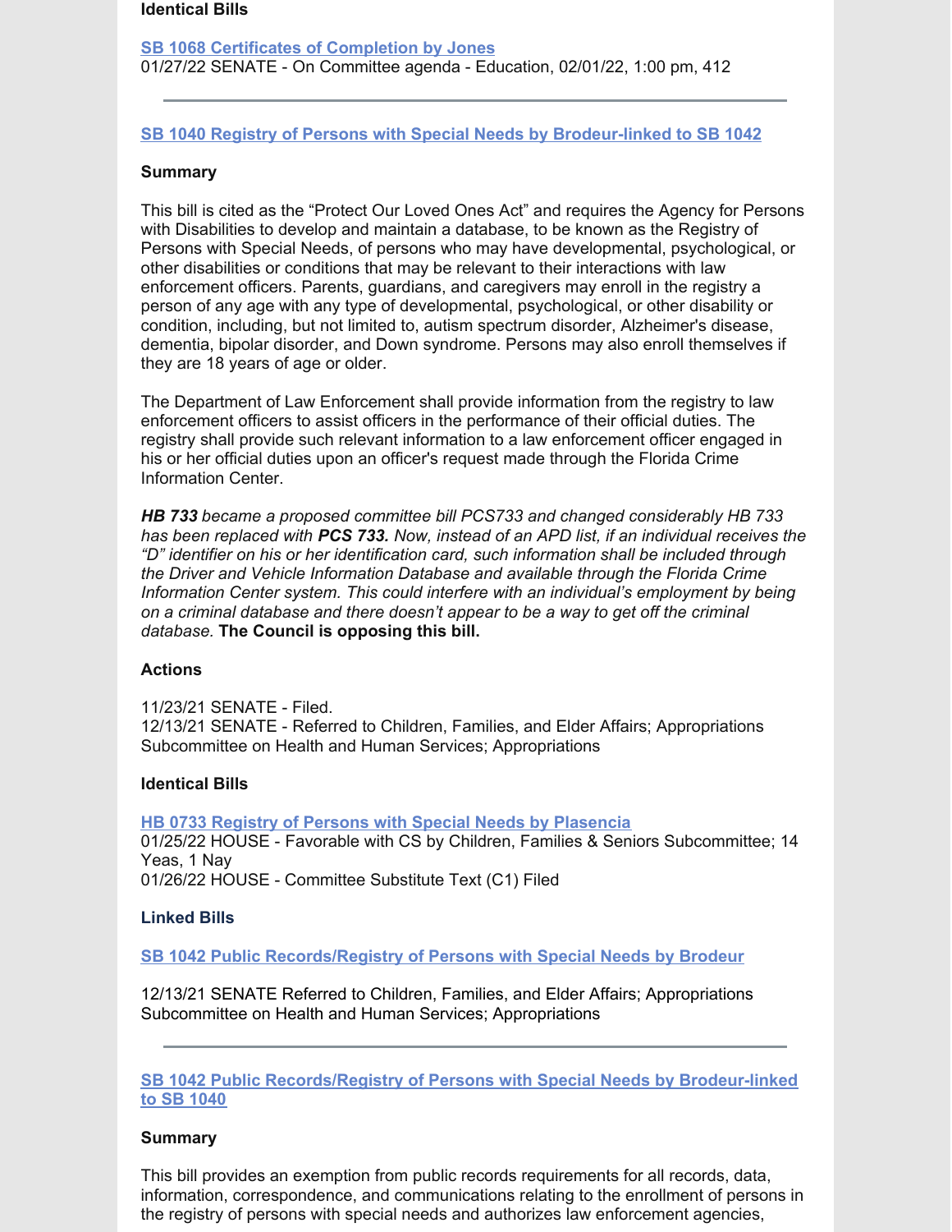**Identical Bills**

[SB 1068 Certificates of Completion by Jones]
01/27/22 SENATE - On Committee agenda - Education, 02/01/22, 1:00 pm, 412

---

### [SB 1040 Registry of Persons with Special Needs by Brodeur-linked to SB 1042]

**Summary**

This bill is cited as the "Protect Our Loved Ones Act" and requires the Agency for Persons with Disabilities to develop and maintain a database, to be known as the Registry of Persons with Special Needs, of persons who may have developmental, psychological, or other disabilities or conditions that may be relevant to their interactions with law enforcement officers. Parents, guardians, and caregivers may enroll in the registry a person of any age with any type of developmental, psychological, or other disability or condition, including, but not limited to, autism spectrum disorder, Alzheimer's disease, dementia, bipolar disorder, and Down syndrome. Persons may also enroll themselves if they are 18 years of age or older.

The Department of Law Enforcement shall provide information from the registry to law enforcement officers to assist officers in the performance of their official duties. The registry shall provide such relevant information to a law enforcement officer engaged in his or her official duties upon an officer's request made through the Florida Crime Information Center.

***HB 733*** *became a proposed committee bill PCS733 and changed considerably HB 733 has been replaced with* ***PCS 733.*** *Now, instead of an APD list, if an individual receives the "D" identifier on his or her identification card, such information shall be included through the Driver and Vehicle Information Database and available through the Florida Crime Information Center system. This could interfere with an individual's employment by being on a criminal database and there doesn't appear to be a way to get off the criminal database.* **The Council is opposing this bill.**

**Actions**

11/23/21 SENATE - Filed.
12/13/21 SENATE - Referred to Children, Families, and Elder Affairs; Appropriations Subcommittee on Health and Human Services; Appropriations

**Identical Bills**

[HB 0733 Registry of Persons with Special Needs by Plasencia]
01/25/22 HOUSE - Favorable with CS by Children, Families & Seniors Subcommittee; 14 Yeas, 1 Nay
01/26/22 HOUSE - Committee Substitute Text (C1) Filed

**Linked Bills**

[SB 1042 Public Records/Registry of Persons with Special Needs by Brodeur]

12/13/21 SENATE Referred to Children, Families, and Elder Affairs; Appropriations Subcommittee on Health and Human Services; Appropriations

---

### [SB 1042 Public Records/Registry of Persons with Special Needs by Brodeur-linked to SB 1040]

**Summary**

This bill provides an exemption from public records requirements for all records, data, information, correspondence, and communications relating to the enrollment of persons in the registry of persons with special needs and authorizes law enforcement agencies,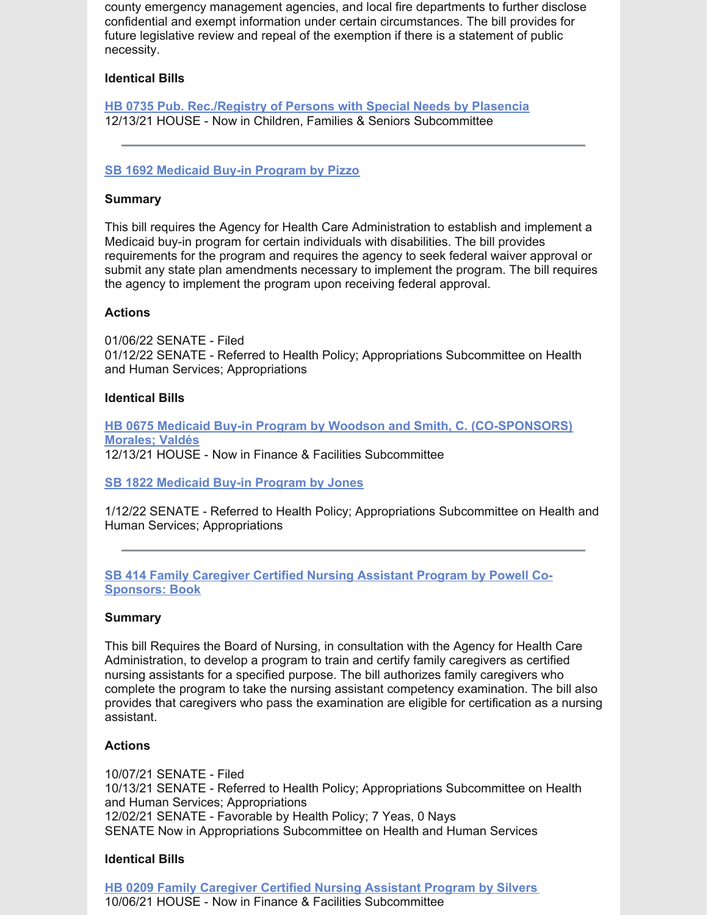county emergency management agencies, and local fire departments to further disclose confidential and exempt information under certain circumstances. The bill provides for future legislative review and repeal of the exemption if there is a statement of public necessity.

**Identical Bills**

**HB 0735 Pub. Rec./Registry of Persons with Special Needs by Plasencia**
12/13/21 HOUSE - Now in Children, Families & Seniors Subcommittee

---

**SB 1692 Medicaid Buy-in Program by Pizzo**

**Summary**

This bill requires the Agency for Health Care Administration to establish and implement a Medicaid buy-in program for certain individuals with disabilities. The bill provides requirements for the program and requires the agency to seek federal waiver approval or submit any state plan amendments necessary to implement the program. The bill requires the agency to implement the program upon receiving federal approval.

**Actions**

01/06/22 SENATE - Filed
01/12/22 SENATE - Referred to Health Policy; Appropriations Subcommittee on Health and Human Services; Appropriations

**Identical Bills**

**HB 0675 Medicaid Buy-in Program by Woodson and Smith, C. (CO-SPONSORS) Morales; Valdés**
12/13/21 HOUSE - Now in Finance & Facilities Subcommittee

**SB 1822 Medicaid Buy-in Program by Jones**

1/12/22 SENATE - Referred to Health Policy; Appropriations Subcommittee on Health and Human Services; Appropriations

---

**SB 414 Family Caregiver Certified Nursing Assistant Program by Powell Co-Sponsors: Book**

**Summary**

This bill Requires the Board of Nursing, in consultation with the Agency for Health Care Administration, to develop a program to train and certify family caregivers as certified nursing assistants for a specified purpose. The bill authorizes family caregivers who complete the program to take the nursing assistant competency examination. The bill also provides that caregivers who pass the examination are eligible for certification as a nursing assistant.

**Actions**

10/07/21 SENATE - Filed
10/13/21 SENATE - Referred to Health Policy; Appropriations Subcommittee on Health and Human Services; Appropriations
12/02/21 SENATE - Favorable by Health Policy; 7 Yeas, 0 Nays
SENATE Now in Appropriations Subcommittee on Health and Human Services

**Identical Bills**

**HB 0209 Family Caregiver Certified Nursing Assistant Program by Silvers**
10/06/21 HOUSE - Now in Finance & Facilities Subcommittee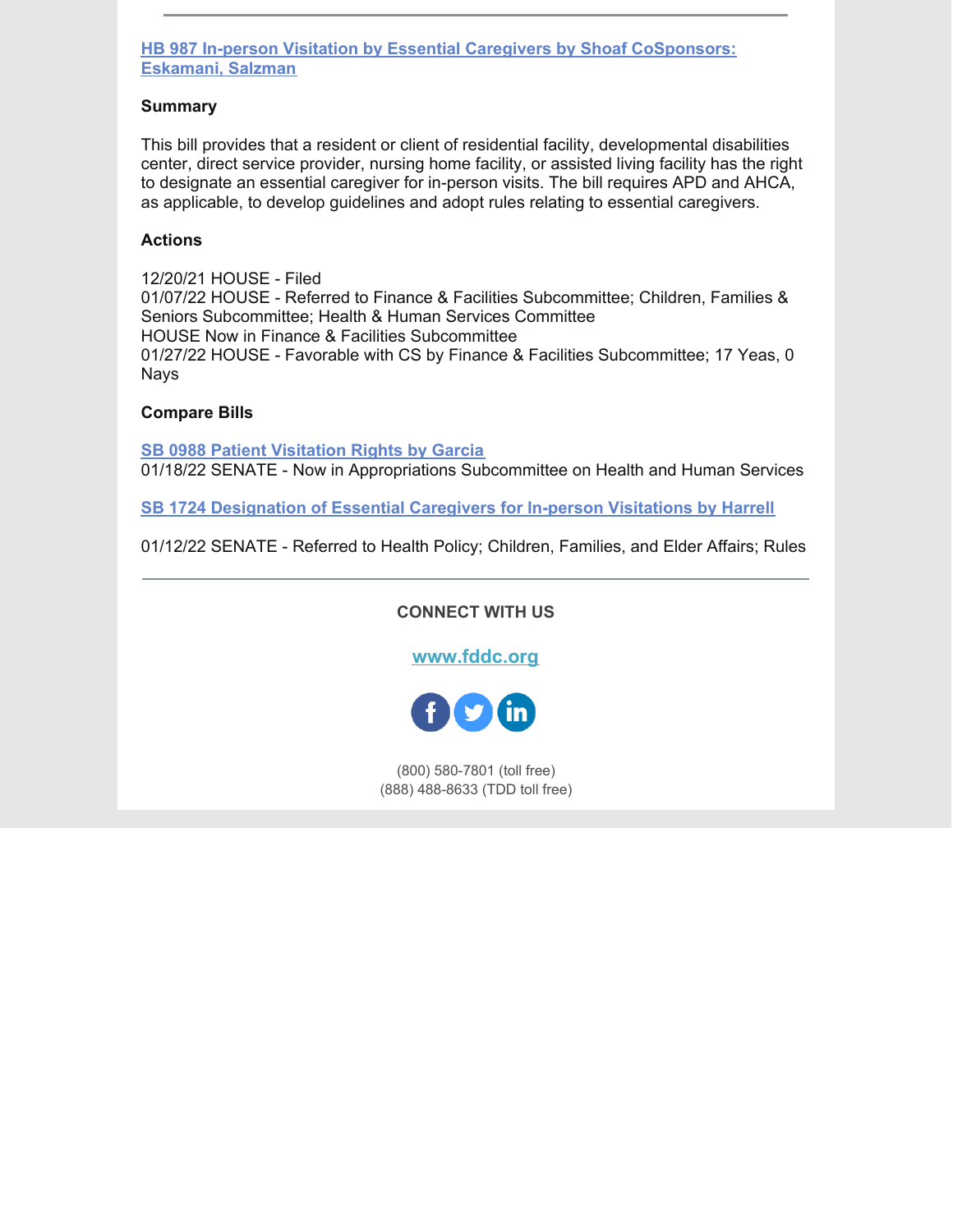**HB 987 In-person Visitation by Essential Caregivers by Shoaf CoSponsors: Eskamani, Salzman**

**Summary**

This bill provides that a resident or client of residential facility, developmental disabilities center, direct service provider, nursing home facility, or assisted living facility has the right to designate an essential caregiver for in-person visits. The bill requires APD and AHCA, as applicable, to develop guidelines and adopt rules relating to essential caregivers.

**Actions**

12/20/21 HOUSE - Filed
01/07/22 HOUSE - Referred to Finance & Facilities Subcommittee; Children, Families & Seniors Subcommittee; Health & Human Services Committee
HOUSE Now in Finance & Facilities Subcommittee
01/27/22 HOUSE - Favorable with CS by Finance & Facilities Subcommittee; 17 Yeas, 0 Nays

**Compare Bills**

**SB 0988 Patient Visitation Rights by Garcia**
01/18/22 SENATE - Now in Appropriations Subcommittee on Health and Human Services

**SB 1724 Designation of Essential Caregivers for In-person Visitations by Harrell**

01/12/22 SENATE - Referred to Health Policy; Children, Families, and Elder Affairs; Rules

---

**CONNECT WITH US**

**www.fddc.org**

(800) 580-7801 (toll free)
(888) 488-8633 (TDD toll free)